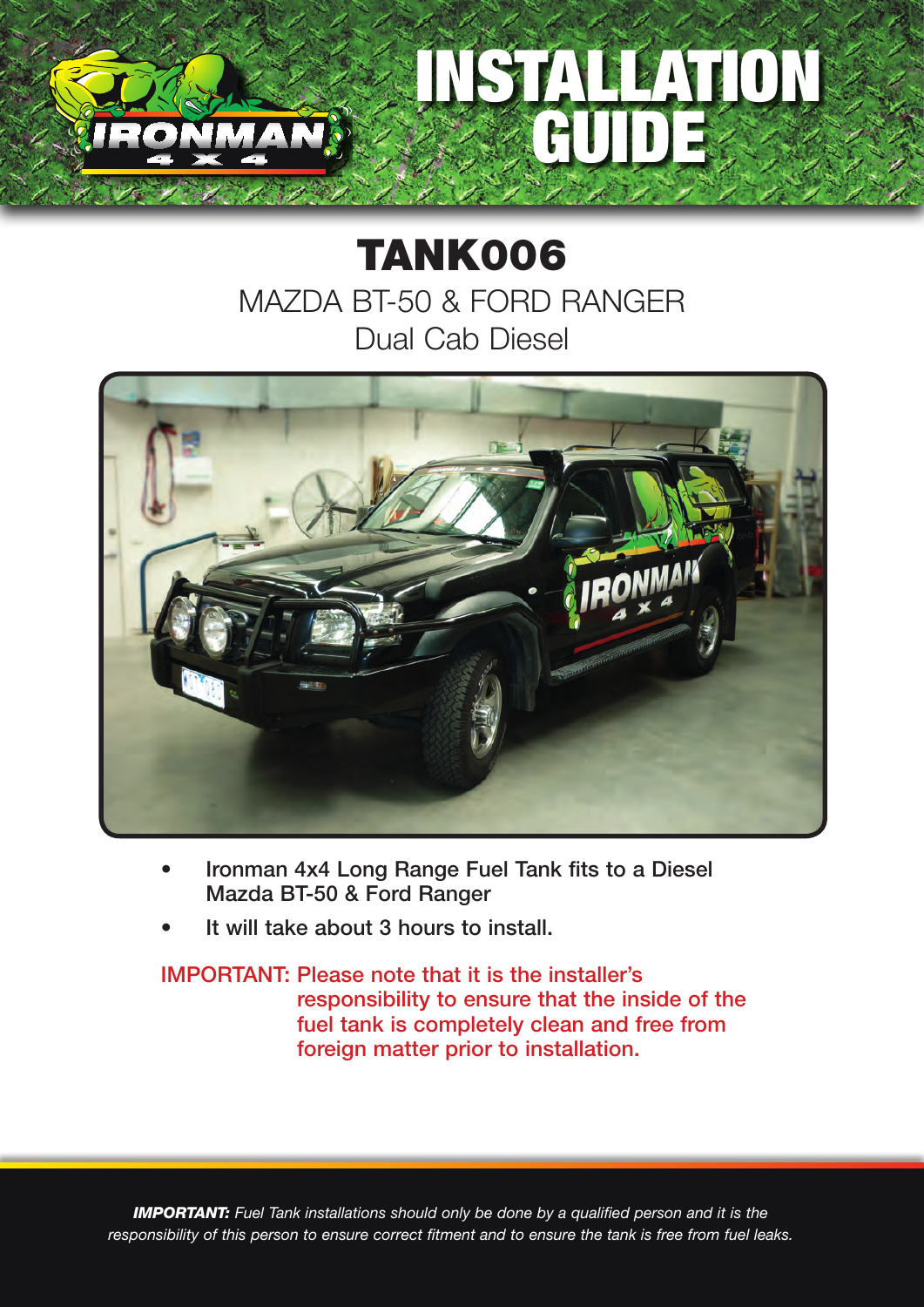# INSTALLATION GUIDE

## TANK006

MAZDA BT-50 & FORD RANGER
Dual Cab Diesel

- **Ironman 4x4 Long Range Fuel Tank fits to a Diesel Mazda BT-50 & Ford Ranger**
- **It will take about 3 hours to install.**

**IMPORTANT: Please note that it is the installer's responsibility to ensure that the inside of the fuel tank is completely clean and free from foreign matter prior to installation.**

***IMPORTANT:*** *Fuel Tank installations should only be done by a qualified person and it is the responsibility of this person to ensure correct fitment and to ensure the tank is free from fuel leaks.*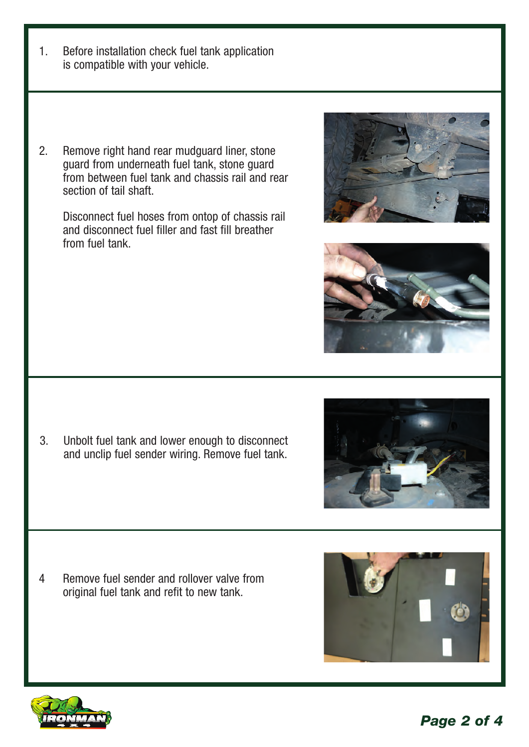1. Before installation check fuel tank application is compatible with your vehicle.

2. Remove right hand rear mudguard liner, stone guard from underneath fuel tank, stone guard from between fuel tank and chassis rail and rear section of tail shaft.

   Disconnect fuel hoses from ontop of chassis rail and disconnect fuel filler and fast fill breather from fuel tank.

3. Unbolt fuel tank and lower enough to disconnect and unclip fuel sender wiring. Remove fuel tank.

4. Remove fuel sender and rollover valve from original fuel tank and refit to new tank.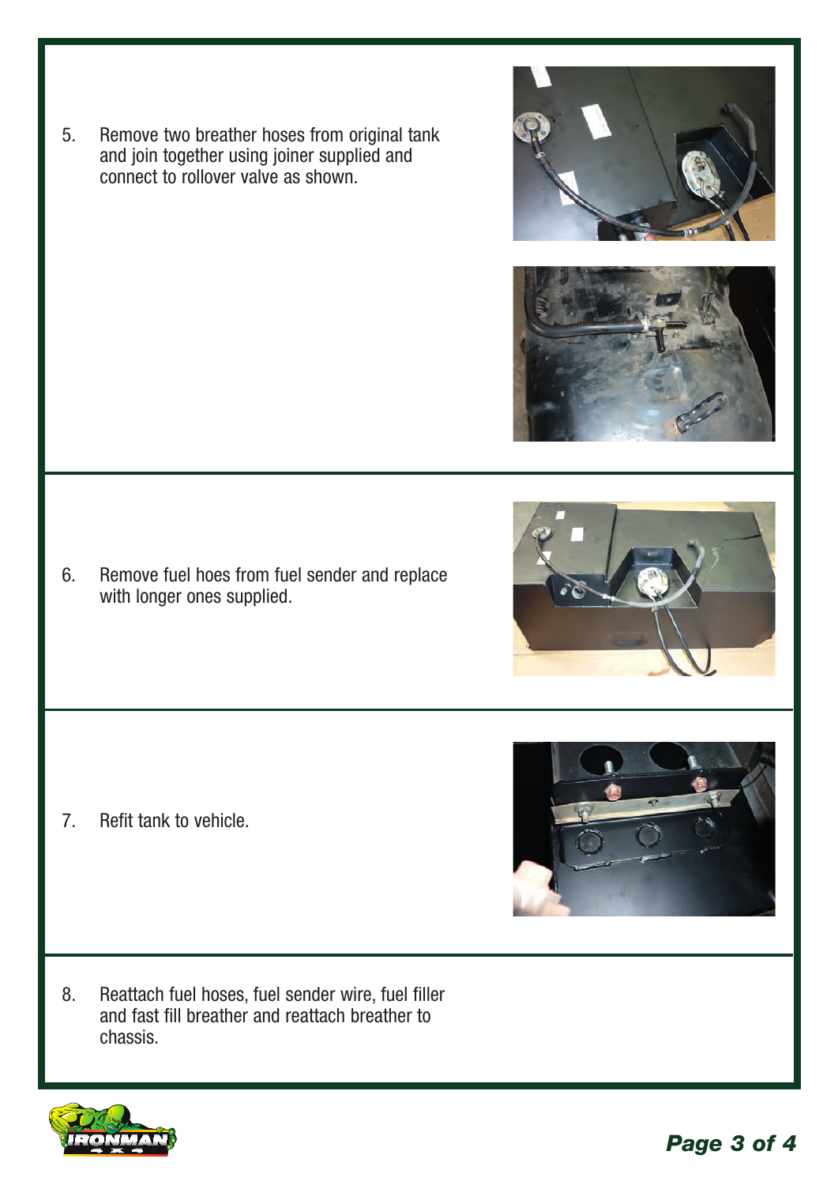5. Remove two breather hoses from original tank and join together using joiner supplied and connect to rollover valve as shown.

6. Remove fuel hoes from fuel sender and replace with longer ones supplied.

7. Refit tank to vehicle.

8. Reattach fuel hoses, fuel sender wire, fuel filler and fast fill breather and reattach breather to chassis.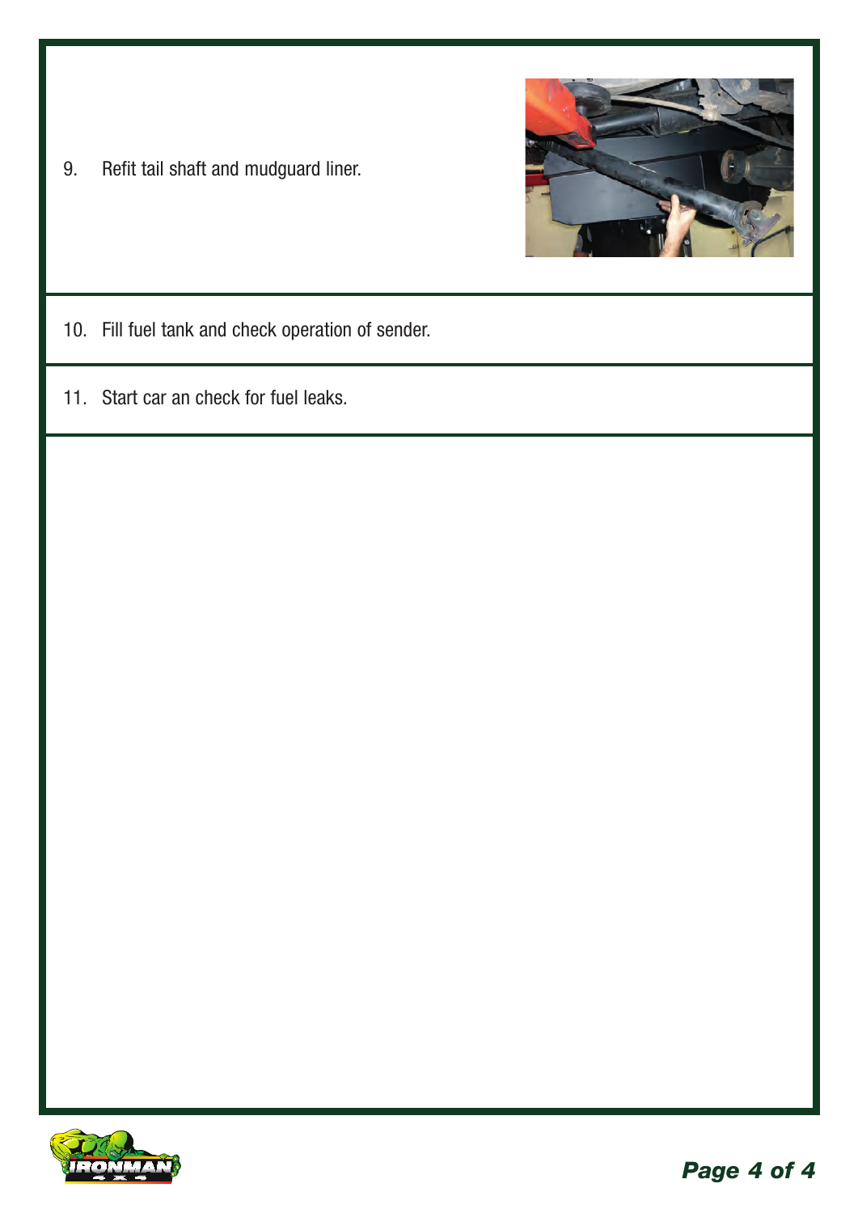9. Refit tail shaft and mudguard liner.

10. Fill fuel tank and check operation of sender.

11. Start car an check for fuel leaks.